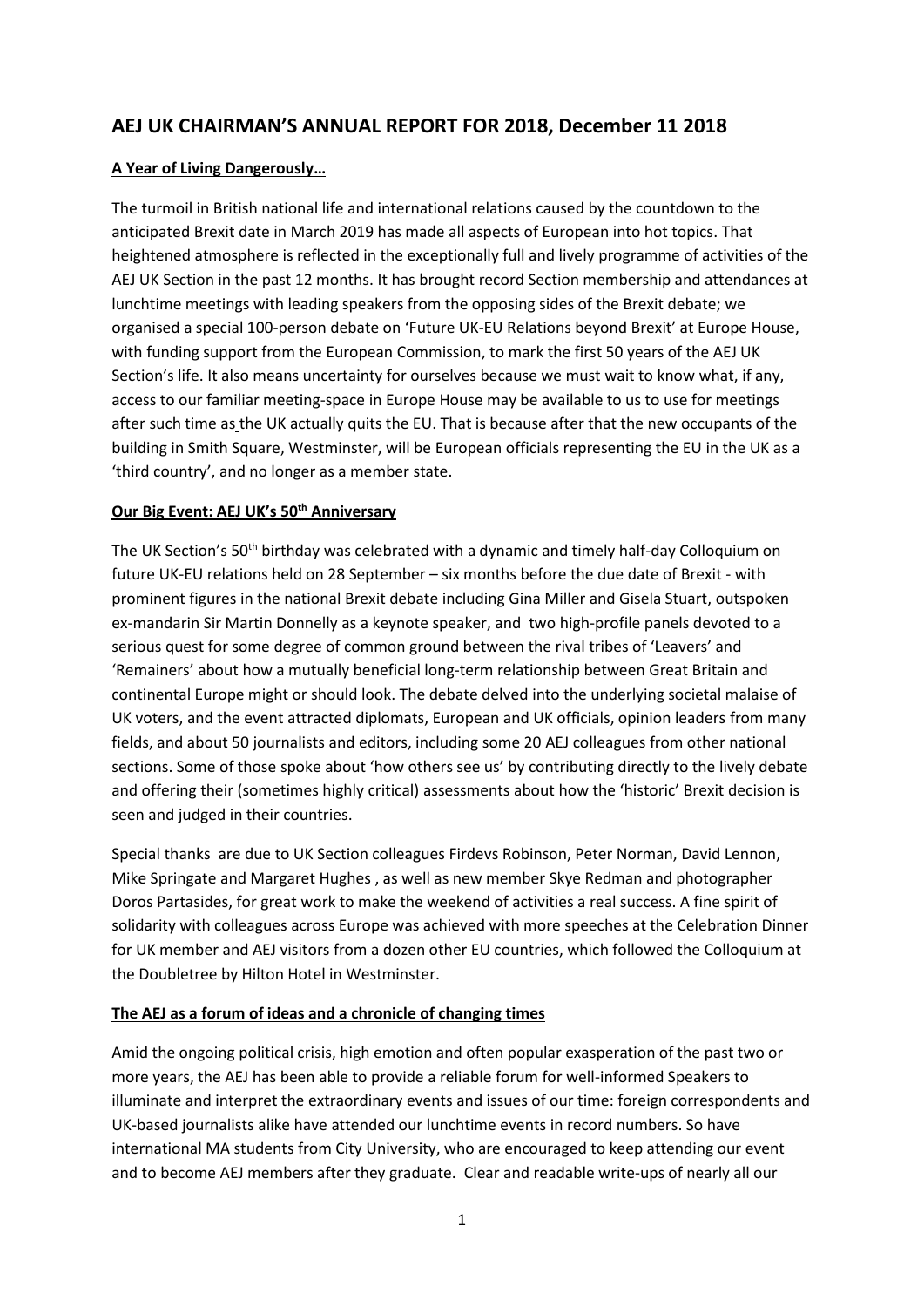# AEJ UK CHAIRMAN'S ANNUAL REPORT FOR 2018, December 11 2018

## A Year of Living Dangerously…

The turmoil in British national life and international relations caused by the countdown to the anticipated Brexit date in March 2019 has made all aspects of European into hot topics. That heightened atmosphere is reflected in the exceptionally full and lively programme of activities of the AEJ UK Section in the past 12 months. It has brought record Section membership and attendances at lunchtime meetings with leading speakers from the opposing sides of the Brexit debate; we organised a special 100-person debate on 'Future UK-EU Relations beyond Brexit' at Europe House, with funding support from the European Commission, to mark the first 50 years of the AEJ UK Section's life. It also means uncertainty for ourselves because we must wait to know what, if any, access to our familiar meeting-space in Europe House may be available to us to use for meetings after such time as the UK actually quits the EU. That is because after that the new occupants of the building in Smith Square, Westminster, will be European officials representing the EU in the UK as a 'third country', and no longer as a member state.

## Our Big Event: AEJ UK's 50th Anniversary

The UK Section's 50th birthday was celebrated with a dynamic and timely half-day Colloquium on future UK-EU relations held on 28 September – six months before the due date of Brexit - with prominent figures in the national Brexit debate including Gina Miller and Gisela Stuart, outspoken ex-mandarin Sir Martin Donnelly as a keynote speaker, and two high-profile panels devoted to a serious quest for some degree of common ground between the rival tribes of 'Leavers' and 'Remainers' about how a mutually beneficial long-term relationship between Great Britain and continental Europe might or should look. The debate delved into the underlying societal malaise of UK voters, and the event attracted diplomats, European and UK officials, opinion leaders from many fields, and about 50 journalists and editors, including some 20 AEJ colleagues from other national sections. Some of those spoke about 'how others see us' by contributing directly to the lively debate and offering their (sometimes highly critical) assessments about how the 'historic' Brexit decision is seen and judged in their countries.

Special thanks are due to UK Section colleagues Firdevs Robinson, Peter Norman, David Lennon, Mike Springate and Margaret Hughes , as well as new member Skye Redman and photographer Doros Partasides, for great work to make the weekend of activities a real success. A fine spirit of solidarity with colleagues across Europe was achieved with more speeches at the Celebration Dinner for UK member and AEJ visitors from a dozen other EU countries, which followed the Colloquium at the Doubletree by Hilton Hotel in Westminster.

## The AEJ as a forum of ideas and a chronicle of changing times

Amid the ongoing political crisis, high emotion and often popular exasperation of the past two or more years, the AEJ has been able to provide a reliable forum for well-informed Speakers to illuminate and interpret the extraordinary events and issues of our time: foreign correspondents and UK-based journalists alike have attended our lunchtime events in record numbers. So have international MA students from City University, who are encouraged to keep attending our event and to become AEJ members after they graduate. Clear and readable write-ups of nearly all our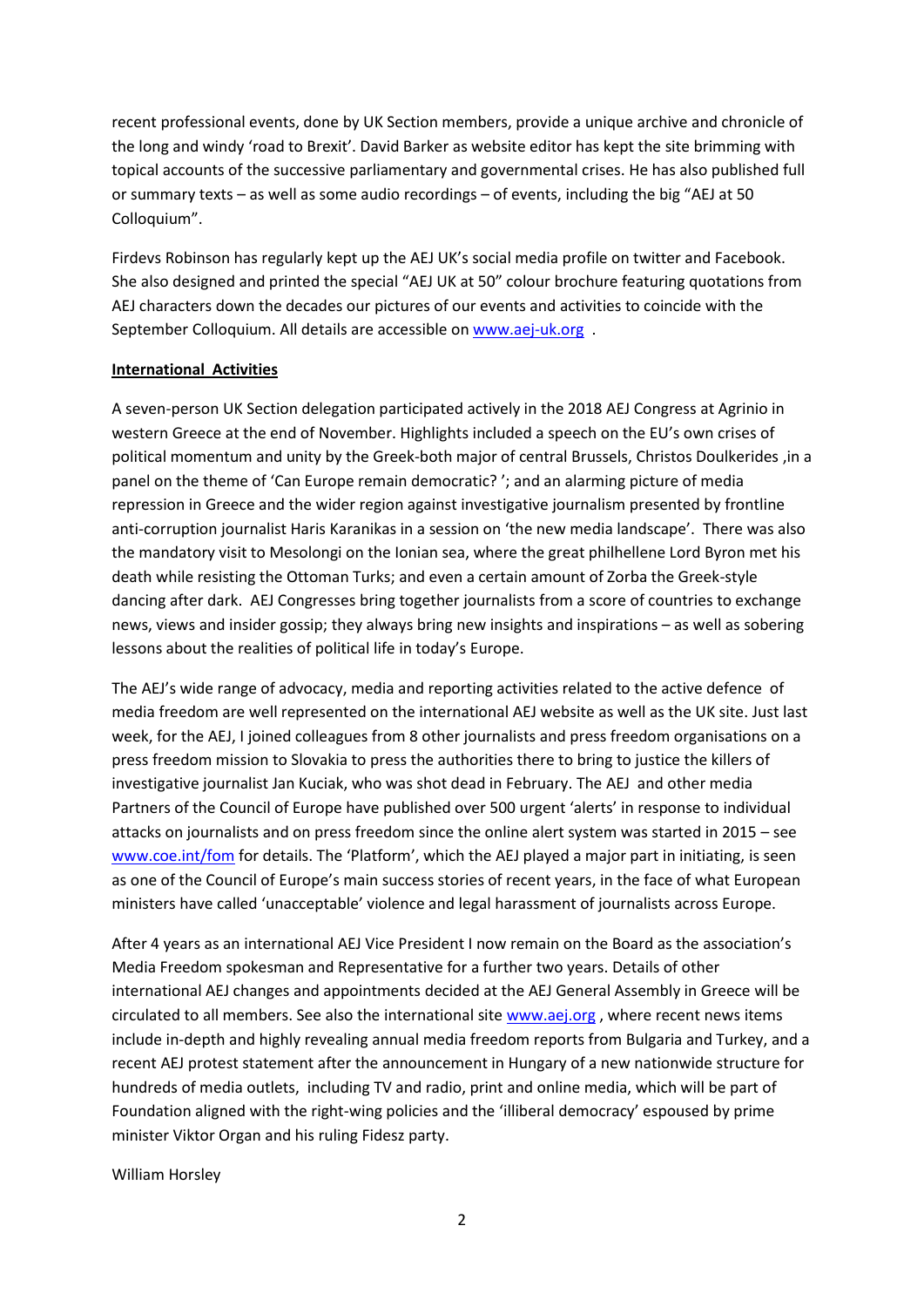recent professional events, done by UK Section members, provide a unique archive and chronicle of the long and windy 'road to Brexit'. David Barker as website editor has kept the site brimming with topical accounts of the successive parliamentary and governmental crises. He has also published full or summary texts – as well as some audio recordings – of events, including the big "AEJ at 50 Colloquium".

Firdevs Robinson has regularly kept up the AEJ UK's social media profile on twitter and Facebook. She also designed and printed the special "AEJ UK at 50" colour brochure featuring quotations from AEJ characters down the decades our pictures of our events and activities to coincide with the September Colloquium. All details are accessible on [www.aej-uk.org](http://www.aej-uk.org) .

**International Activities**

A seven-person UK Section delegation participated actively in the 2018 AEJ Congress at Agrinio in western Greece at the end of November. Highlights included a speech on the EU's own crises of political momentum and unity by the Greek-both major of central Brussels, Christos Doulkerides ,in a panel on the theme of 'Can Europe remain democratic? '; and an alarming picture of media repression in Greece and the wider region against investigative journalism presented by frontline anti-corruption journalist Haris Karanikas in a session on 'the new media landscape'. There was also the mandatory visit to Mesolongi on the Ionian sea, where the great philhellene Lord Byron met his death while resisting the Ottoman Turks; and even a certain amount of Zorba the Greek-style dancing after dark. AEJ Congresses bring together journalists from a score of countries to exchange news, views and insider gossip; they always bring new insights and inspirations – as well as sobering lessons about the realities of political life in today's Europe.

The AEJ's wide range of advocacy, media and reporting activities related to the active defence of media freedom are well represented on the international AEJ website as well as the UK site. Just last week, for the AEJ, I joined colleagues from 8 other journalists and press freedom organisations on a press freedom mission to Slovakia to press the authorities there to bring to justice the killers of investigative journalist Jan Kuciak, who was shot dead in February. The AEJ and other media Partners of the Council of Europe have published over 500 urgent 'alerts' in response to individual attacks on journalists and on press freedom since the online alert system was started in 2015 – see [www.coe.int/fom](http://www.coe.int/fom) for details. The 'Platform', which the AEJ played a major part in initiating, is seen as one of the Council of Europe's main success stories of recent years, in the face of what European ministers have called 'unacceptable' violence and legal harassment of journalists across Europe.

After 4 years as an international AEJ Vice President I now remain on the Board as the association's Media Freedom spokesman and Representative for a further two years. Details of other international AEJ changes and appointments decided at the AEJ General Assembly in Greece will be circulated to all members. See also the international site [www.aej.org](http://www.aej.org) , where recent news items include in-depth and highly revealing annual media freedom reports from Bulgaria and Turkey, and a recent AEJ protest statement after the announcement in Hungary of a new nationwide structure for hundreds of media outlets, including TV and radio, print and online media, which will be part of Foundation aligned with the right-wing policies and the 'illiberal democracy' espoused by prime minister Viktor Organ and his ruling Fidesz party.

William Horsley